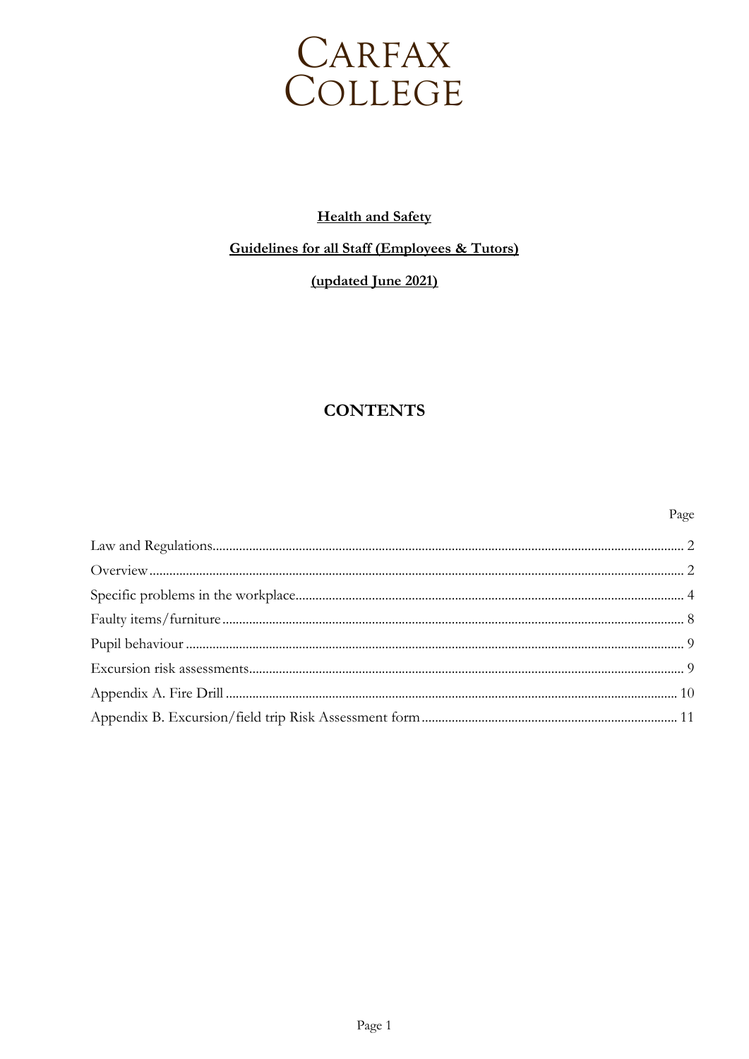# CARFAX COLLEGE

**Health and Safety**

**Guidelines for all Staff (Employees & Tutors)**

**(updated June 2021)**

## CONTENTS

| | Page |
|---|---|
| Law and Regulations | 2 |
| Overview | 2 |
| Specific problems in the workplace | 4 |
| Faulty items/furniture | 8 |
| Pupil behaviour | 9 |
| Excursion risk assessments | 9 |
| Appendix A. Fire Drill | 10 |
| Appendix B. Excursion/field trip Risk Assessment form | 11 |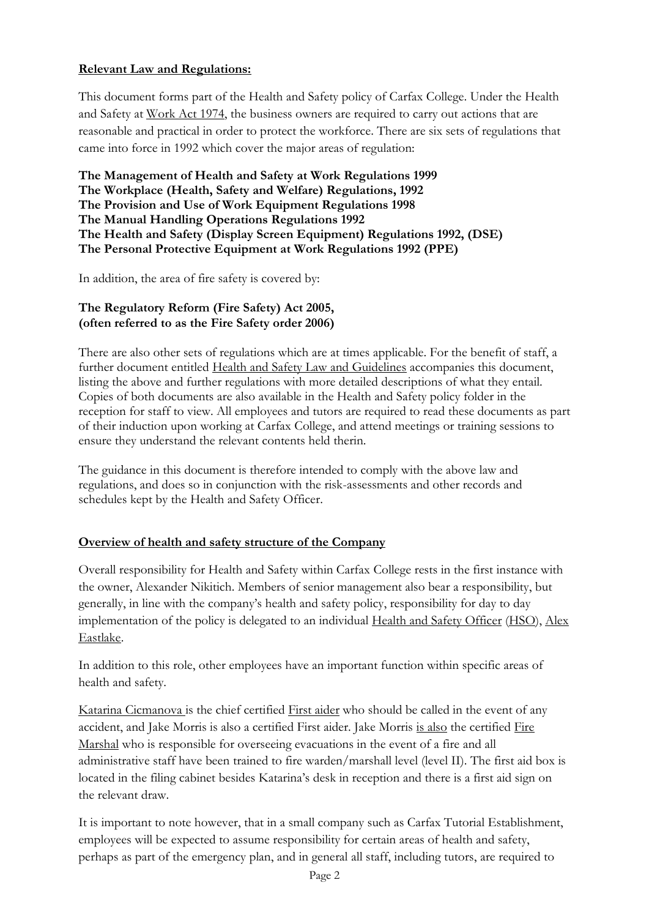**Relevant Law and Regulations:**

This document forms part of the Health and Safety policy of Carfax College. Under the Health and Safety at Work Act 1974, the business owners are required to carry out actions that are reasonable and practical in order to protect the workforce. There are six sets of regulations that came into force in 1992 which cover the major areas of regulation:

**The Management of Health and Safety at Work Regulations 1999**
**The Workplace (Health, Safety and Welfare) Regulations, 1992**
**The Provision and Use of Work Equipment Regulations 1998**
**The Manual Handling Operations Regulations 1992**
**The Health and Safety (Display Screen Equipment) Regulations 1992, (DSE)**
**The Personal Protective Equipment at Work Regulations 1992 (PPE)**

In addition, the area of fire safety is covered by:

**The Regulatory Reform (Fire Safety) Act 2005,**
**(often referred to as the Fire Safety order 2006)**

There are also other sets of regulations which are at times applicable. For the benefit of staff, a further document entitled Health and Safety Law and Guidelines accompanies this document, listing the above and further regulations with more detailed descriptions of what they entail. Copies of both documents are also available in the Health and Safety policy folder in the reception for staff to view. All employees and tutors are required to read these documents as part of their induction upon working at Carfax College, and attend meetings or training sessions to ensure they understand the relevant contents held therin.

The guidance in this document is therefore intended to comply with the above law and regulations, and does so in conjunction with the risk-assessments and other records and schedules kept by the Health and Safety Officer.

**Overview of health and safety structure of the Company**

Overall responsibility for Health and Safety within Carfax College rests in the first instance with the owner, Alexander Nikitich. Members of senior management also bear a responsibility, but generally, in line with the company's health and safety policy, responsibility for day to day implementation of the policy is delegated to an individual Health and Safety Officer (HSO), Alex Eastlake.

In addition to this role, other employees have an important function within specific areas of health and safety.

Katarina Cicmanova is the chief certified First aider who should be called in the event of any accident, and Jake Morris is also a certified First aider. Jake Morris is also the certified Fire Marshal who is responsible for overseeing evacuations in the event of a fire and all administrative staff have been trained to fire warden/marshall level (level II). The first aid box is located in the filing cabinet besides Katarina's desk in reception and there is a first aid sign on the relevant draw.

It is important to note however, that in a small company such as Carfax Tutorial Establishment, employees will be expected to assume responsibility for certain areas of health and safety, perhaps as part of the emergency plan, and in general all staff, including tutors, are required to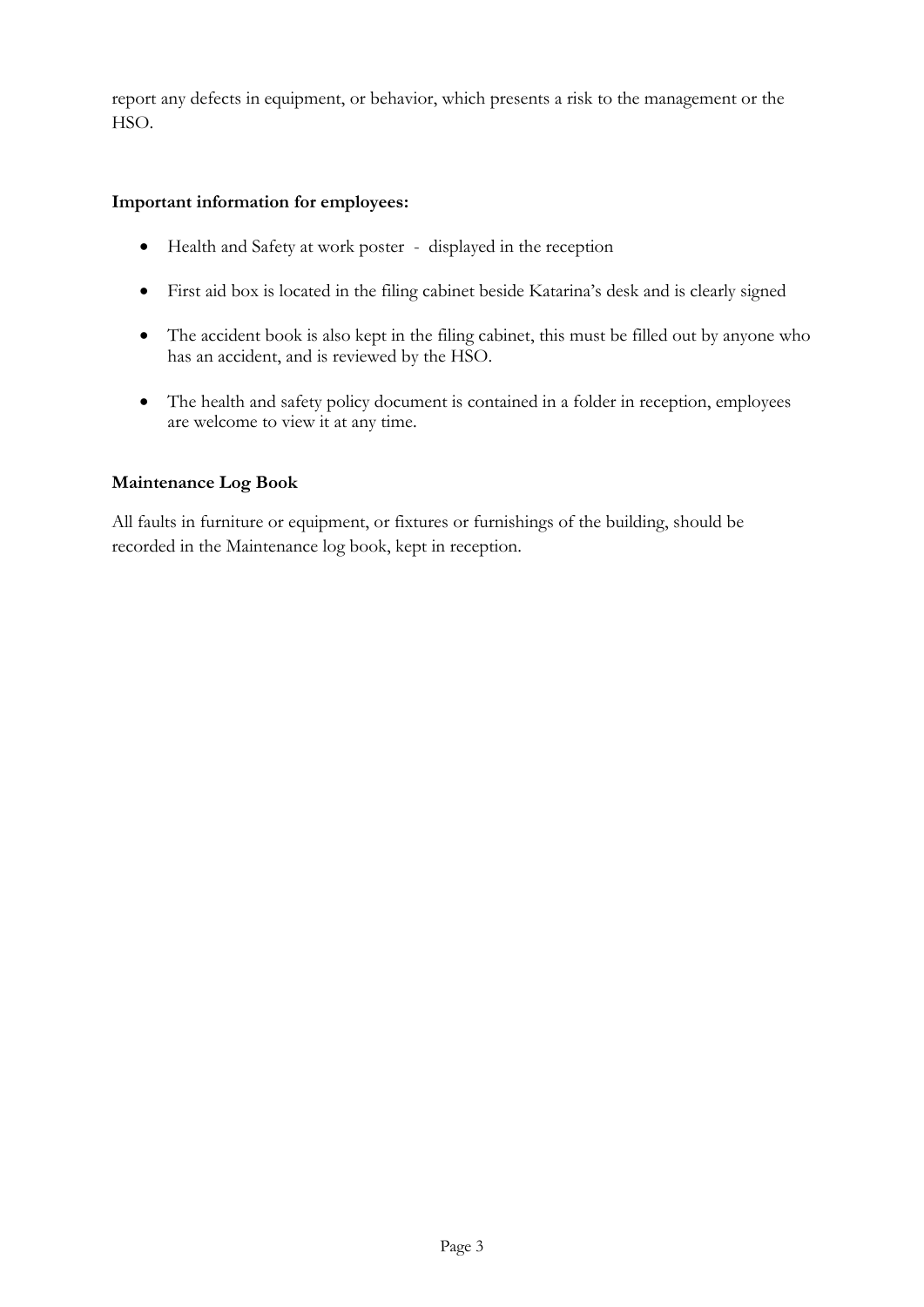report any defects in equipment, or behavior, which presents a risk to the management or the HSO.

**Important information for employees:**

- Health and Safety at work poster - displayed in the reception
- First aid box is located in the filing cabinet beside Katarina's desk and is clearly signed
- The accident book is also kept in the filing cabinet, this must be filled out by anyone who has an accident, and is reviewed by the HSO.
- The health and safety policy document is contained in a folder in reception, employees are welcome to view it at any time.

**Maintenance Log Book**

All faults in furniture or equipment, or fixtures or furnishings of the building, should be recorded in the Maintenance log book, kept in reception.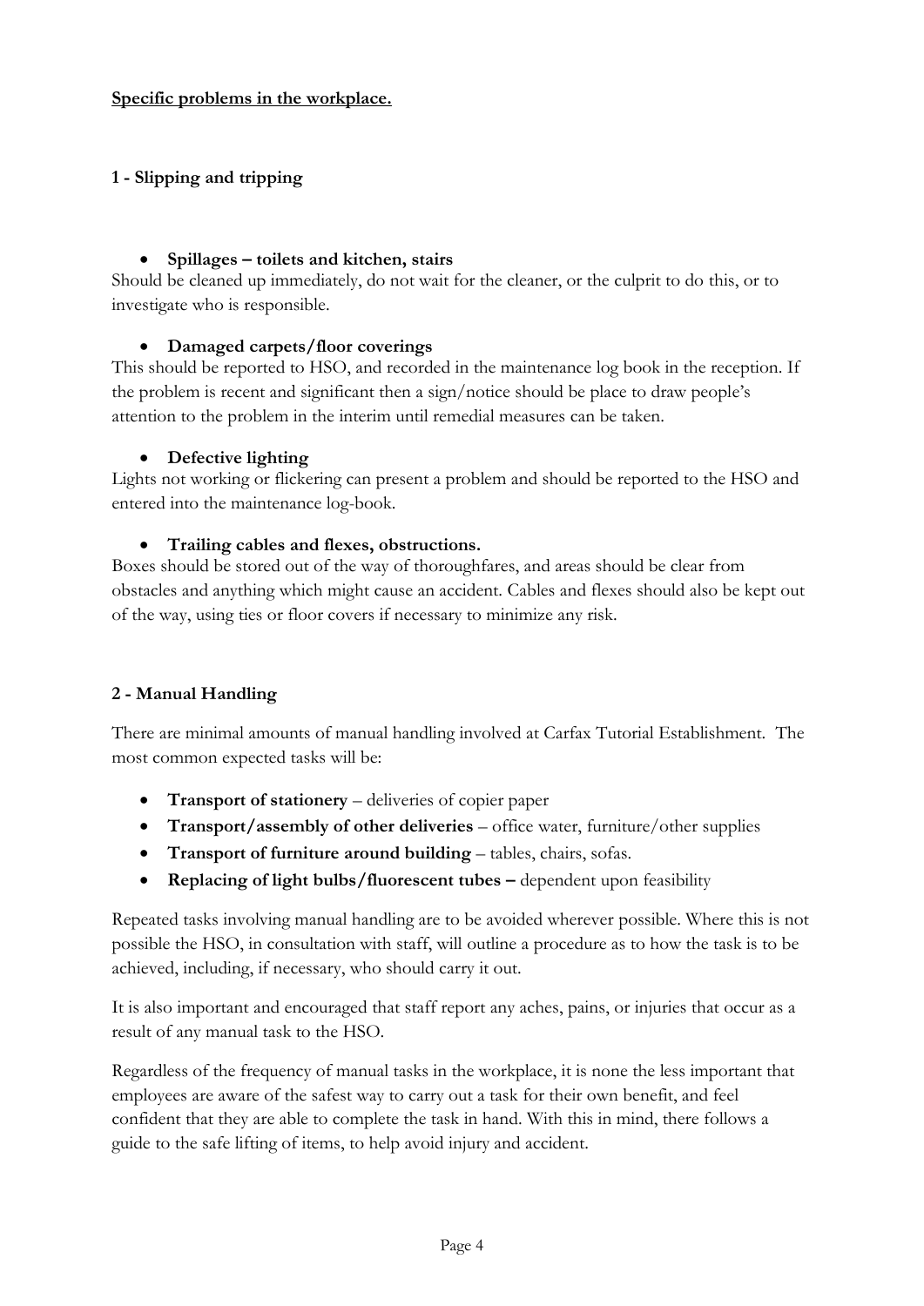**Specific problems in the workplace.**

### 1 - Slipping and tripping

- **Spillages – toilets and kitchen, stairs**

Should be cleaned up immediately, do not wait for the cleaner, or the culprit to do this, or to investigate who is responsible.

- **Damaged carpets/floor coverings**

This should be reported to HSO, and recorded in the maintenance log book in the reception. If the problem is recent and significant then a sign/notice should be place to draw people's attention to the problem in the interim until remedial measures can be taken.

- **Defective lighting**

Lights not working or flickering can present a problem and should be reported to the HSO and entered into the maintenance log-book.

- **Trailing cables and flexes, obstructions.**

Boxes should be stored out of the way of thoroughfares, and areas should be clear from obstacles and anything which might cause an accident. Cables and flexes should also be kept out of the way, using ties or floor covers if necessary to minimize any risk.

### 2 - Manual Handling

There are minimal amounts of manual handling involved at Carfax Tutorial Establishment. The most common expected tasks will be:

- **Transport of stationery** – deliveries of copier paper
- **Transport/assembly of other deliveries** – office water, furniture/other supplies
- **Transport of furniture around building** – tables, chairs, sofas.
- **Replacing of light bulbs/fluorescent tubes –** dependent upon feasibility

Repeated tasks involving manual handling are to be avoided wherever possible. Where this is not possible the HSO, in consultation with staff, will outline a procedure as to how the task is to be achieved, including, if necessary, who should carry it out.

It is also important and encouraged that staff report any aches, pains, or injuries that occur as a result of any manual task to the HSO.

Regardless of the frequency of manual tasks in the workplace, it is none the less important that employees are aware of the safest way to carry out a task for their own benefit, and feel confident that they are able to complete the task in hand. With this in mind, there follows a guide to the safe lifting of items, to help avoid injury and accident.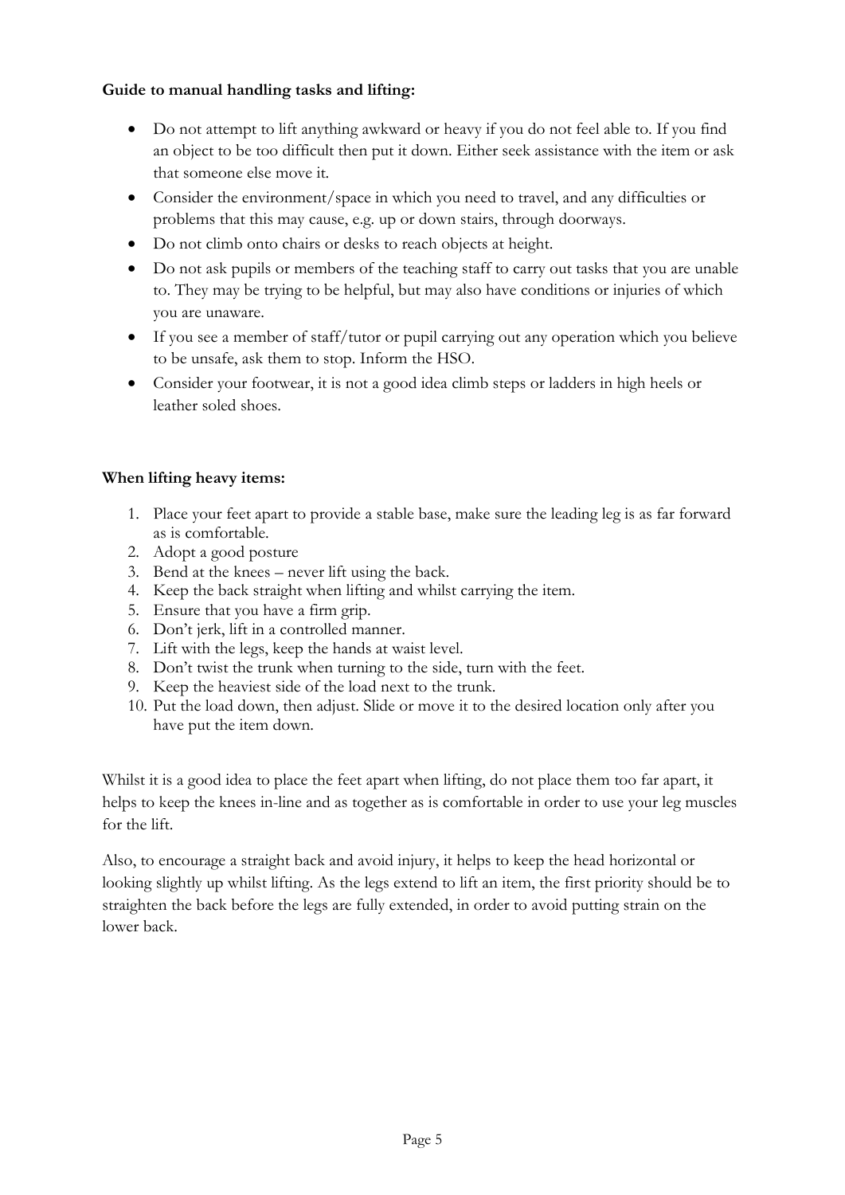**Guide to manual handling tasks and lifting:**

- Do not attempt to lift anything awkward or heavy if you do not feel able to. If you find an object to be too difficult then put it down. Either seek assistance with the item or ask that someone else move it.
- Consider the environment/space in which you need to travel, and any difficulties or problems that this may cause, e.g. up or down stairs, through doorways.
- Do not climb onto chairs or desks to reach objects at height.
- Do not ask pupils or members of the teaching staff to carry out tasks that you are unable to. They may be trying to be helpful, but may also have conditions or injuries of which you are unaware.
- If you see a member of staff/tutor or pupil carrying out any operation which you believe to be unsafe, ask them to stop. Inform the HSO.
- Consider your footwear, it is not a good idea climb steps or ladders in high heels or leather soled shoes.

**When lifting heavy items:**

1. Place your feet apart to provide a stable base, make sure the leading leg is as far forward as is comfortable.
2. Adopt a good posture
3. Bend at the knees – never lift using the back.
4. Keep the back straight when lifting and whilst carrying the item.
5. Ensure that you have a firm grip.
6. Don't jerk, lift in a controlled manner.
7. Lift with the legs, keep the hands at waist level.
8. Don't twist the trunk when turning to the side, turn with the feet.
9. Keep the heaviest side of the load next to the trunk.
10. Put the load down, then adjust. Slide or move it to the desired location only after you have put the item down.

Whilst it is a good idea to place the feet apart when lifting, do not place them too far apart, it helps to keep the knees in-line and as together as is comfortable in order to use your leg muscles for the lift.

Also, to encourage a straight back and avoid injury, it helps to keep the head horizontal or looking slightly up whilst lifting. As the legs extend to lift an item, the first priority should be to straighten the back before the legs are fully extended, in order to avoid putting strain on the lower back.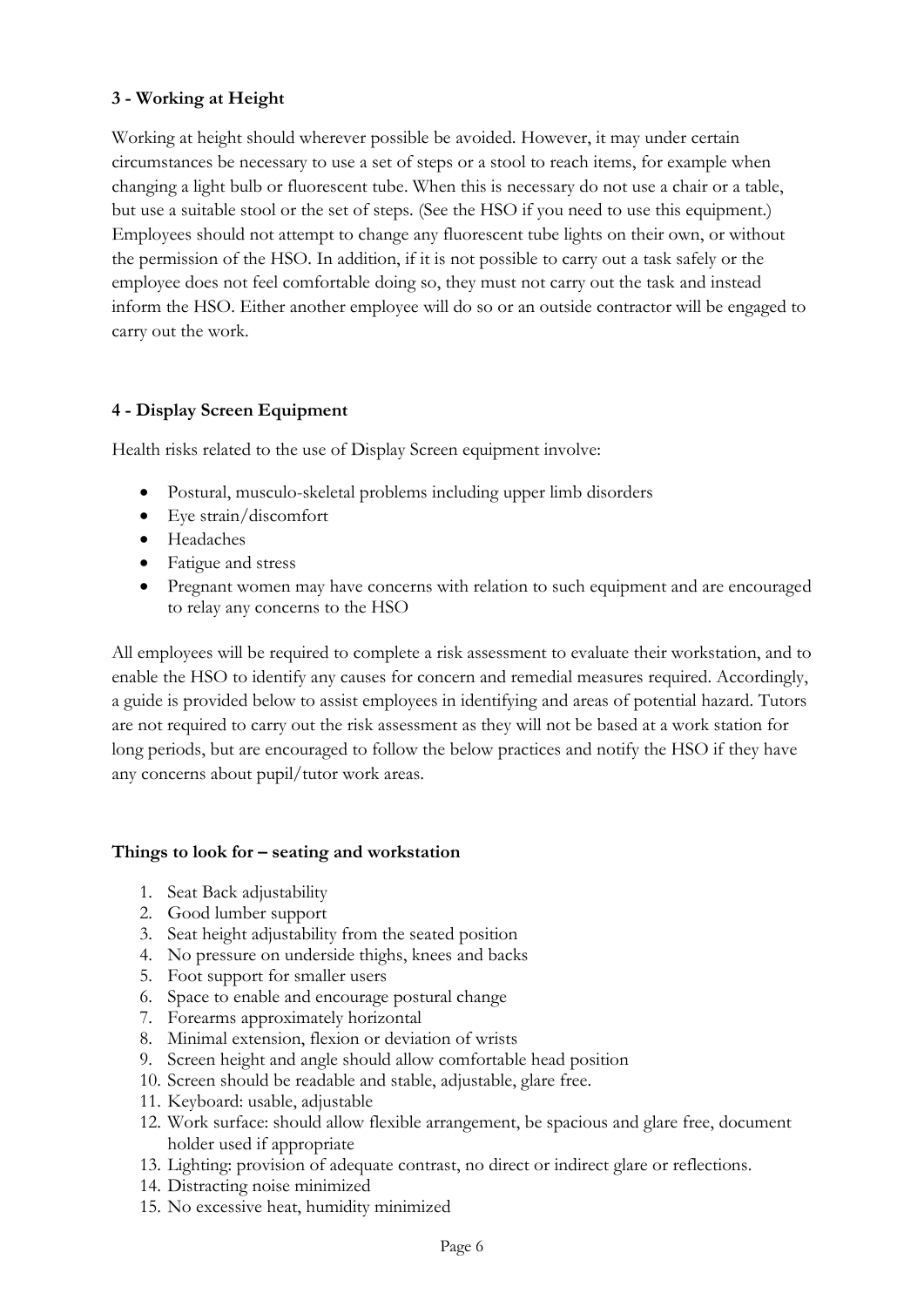### 3 - Working at Height

Working at height should wherever possible be avoided. However, it may under certain circumstances be necessary to use a set of steps or a stool to reach items, for example when changing a light bulb or fluorescent tube. When this is necessary do not use a chair or a table, but use a suitable stool or the set of steps. (See the HSO if you need to use this equipment.) Employees should not attempt to change any fluorescent tube lights on their own, or without the permission of the HSO. In addition, if it is not possible to carry out a task safely or the employee does not feel comfortable doing so, they must not carry out the task and instead inform the HSO. Either another employee will do so or an outside contractor will be engaged to carry out the work.

### 4 - Display Screen Equipment

Health risks related to the use of Display Screen equipment involve:

- Postural, musculo-skeletal problems including upper limb disorders
- Eye strain/discomfort
- Headaches
- Fatigue and stress
- Pregnant women may have concerns with relation to such equipment and are encouraged to relay any concerns to the HSO

All employees will be required to complete a risk assessment to evaluate their workstation, and to enable the HSO to identify any causes for concern and remedial measures required. Accordingly, a guide is provided below to assist employees in identifying and areas of potential hazard. Tutors are not required to carry out the risk assessment as they will not be based at a work station for long periods, but are encouraged to follow the below practices and notify the HSO if they have any concerns about pupil/tutor work areas.

**Things to look for – seating and workstation**

1. Seat Back adjustability
2. Good lumber support
3. Seat height adjustability from the seated position
4. No pressure on underside thighs, knees and backs
5. Foot support for smaller users
6. Space to enable and encourage postural change
7. Forearms approximately horizontal
8. Minimal extension, flexion or deviation of wrists
9. Screen height and angle should allow comfortable head position
10. Screen should be readable and stable, adjustable, glare free.
11. Keyboard: usable, adjustable
12. Work surface: should allow flexible arrangement, be spacious and glare free, document holder used if appropriate
13. Lighting: provision of adequate contrast, no direct or indirect glare or reflections.
14. Distracting noise minimized
15. No excessive heat, humidity minimized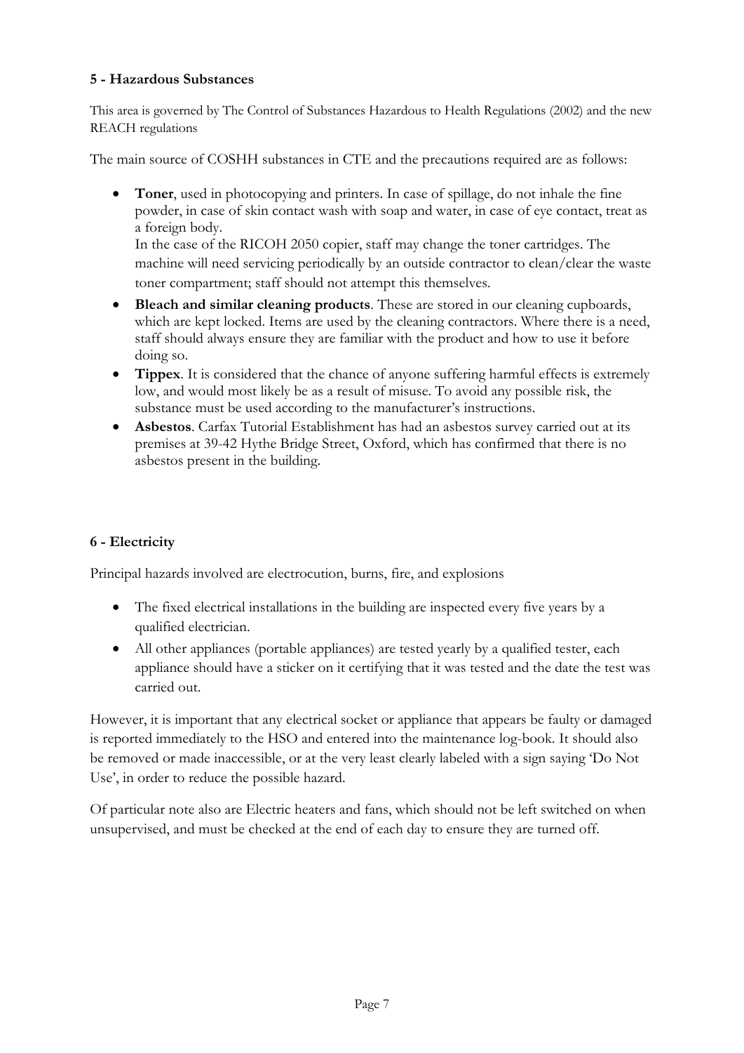### 5 - Hazardous Substances

This area is governed by The Control of Substances Hazardous to Health Regulations (2002) and the new REACH regulations

The main source of COSHH substances in CTE and the precautions required are as follows:

- **Toner**, used in photocopying and printers. In case of spillage, do not inhale the fine powder, in case of skin contact wash with soap and water, in case of eye contact, treat as a foreign body.
  In the case of the RICOH 2050 copier, staff may change the toner cartridges. The machine will need servicing periodically by an outside contractor to clean/clear the waste toner compartment; staff should not attempt this themselves.
- **Bleach and similar cleaning products**. These are stored in our cleaning cupboards, which are kept locked. Items are used by the cleaning contractors. Where there is a need, staff should always ensure they are familiar with the product and how to use it before doing so.
- **Tippex**. It is considered that the chance of anyone suffering harmful effects is extremely low, and would most likely be as a result of misuse. To avoid any possible risk, the substance must be used according to the manufacturer's instructions.
- **Asbestos**. Carfax Tutorial Establishment has had an asbestos survey carried out at its premises at 39-42 Hythe Bridge Street, Oxford, which has confirmed that there is no asbestos present in the building.

### 6 - Electricity

Principal hazards involved are electrocution, burns, fire, and explosions

- The fixed electrical installations in the building are inspected every five years by a qualified electrician.
- All other appliances (portable appliances) are tested yearly by a qualified tester, each appliance should have a sticker on it certifying that it was tested and the date the test was carried out.

However, it is important that any electrical socket or appliance that appears be faulty or damaged is reported immediately to the HSO and entered into the maintenance log-book. It should also be removed or made inaccessible, or at the very least clearly labeled with a sign saying 'Do Not Use', in order to reduce the possible hazard.

Of particular note also are Electric heaters and fans, which should not be left switched on when unsupervised, and must be checked at the end of each day to ensure they are turned off.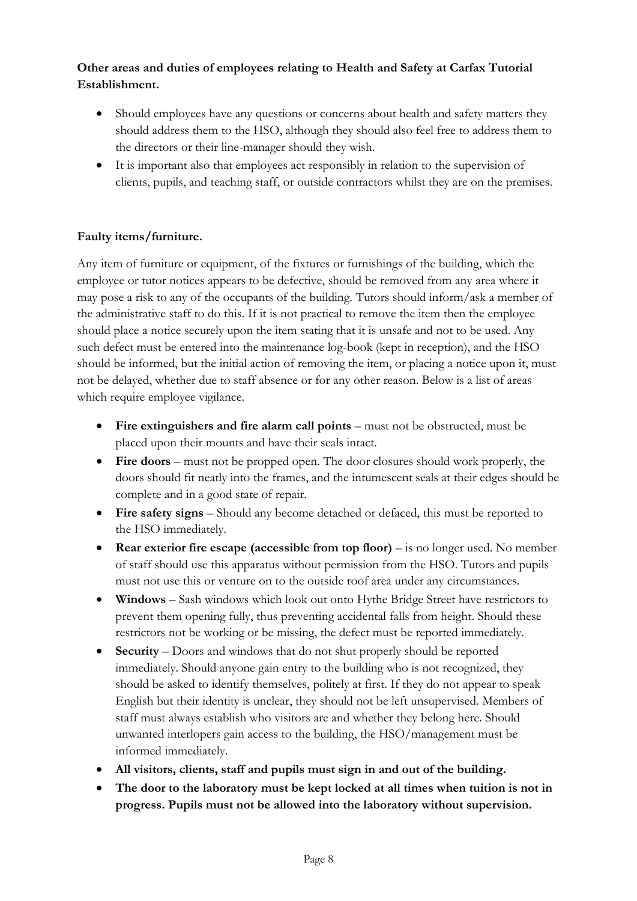**Other areas and duties of employees relating to Health and Safety at Carfax Tutorial Establishment.**

- Should employees have any questions or concerns about health and safety matters they should address them to the HSO, although they should also feel free to address them to the directors or their line-manager should they wish.
- It is important also that employees act responsibly in relation to the supervision of clients, pupils, and teaching staff, or outside contractors whilst they are on the premises.

**Faulty items/furniture.**

Any item of furniture or equipment, of the fixtures or furnishings of the building, which the employee or tutor notices appears to be defective, should be removed from any area where it may pose a risk to any of the occupants of the building. Tutors should inform/ask a member of the administrative staff to do this. If it is not practical to remove the item then the employee should place a notice securely upon the item stating that it is unsafe and not to be used. Any such defect must be entered into the maintenance log-book (kept in reception), and the HSO should be informed, but the initial action of removing the item, or placing a notice upon it, must not be delayed, whether due to staff absence or for any other reason. Below is a list of areas which require employee vigilance.

- **Fire extinguishers and fire alarm call points** – must not be obstructed, must be placed upon their mounts and have their seals intact.
- **Fire doors** – must not be propped open. The door closures should work properly, the doors should fit neatly into the frames, and the intumescent seals at their edges should be complete and in a good state of repair.
- **Fire safety signs** – Should any become detached or defaced, this must be reported to the HSO immediately.
- **Rear exterior fire escape (accessible from top floor)** – is no longer used. No member of staff should use this apparatus without permission from the HSO. Tutors and pupils must not use this or venture on to the outside roof area under any circumstances.
- **Windows** – Sash windows which look out onto Hythe Bridge Street have restrictors to prevent them opening fully, thus preventing accidental falls from height. Should these restrictors not be working or be missing, the defect must be reported immediately.
- **Security** – Doors and windows that do not shut properly should be reported immediately. Should anyone gain entry to the building who is not recognized, they should be asked to identify themselves, politely at first. If they do not appear to speak English but their identity is unclear, they should not be left unsupervised. Members of staff must always establish who visitors are and whether they belong here. Should unwanted interlopers gain access to the building, the HSO/management must be informed immediately.
- **All visitors, clients, staff and pupils must sign in and out of the building.**
- **The door to the laboratory must be kept locked at all times when tuition is not in progress. Pupils must not be allowed into the laboratory without supervision.**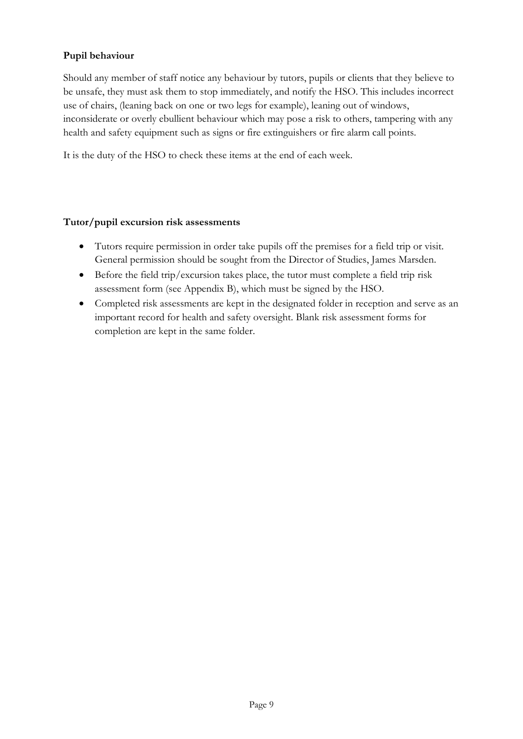**Pupil behaviour**

Should any member of staff notice any behaviour by tutors, pupils or clients that they believe to be unsafe, they must ask them to stop immediately, and notify the HSO. This includes incorrect use of chairs, (leaning back on one or two legs for example), leaning out of windows, inconsiderate or overly ebullient behaviour which may pose a risk to others, tampering with any health and safety equipment such as signs or fire extinguishers or fire alarm call points.

It is the duty of the HSO to check these items at the end of each week.

**Tutor/pupil excursion risk assessments**

- Tutors require permission in order take pupils off the premises for a field trip or visit. General permission should be sought from the Director of Studies, James Marsden.
- Before the field trip/excursion takes place, the tutor must complete a field trip risk assessment form (see Appendix B), which must be signed by the HSO.
- Completed risk assessments are kept in the designated folder in reception and serve as an important record for health and safety oversight. Blank risk assessment forms for completion are kept in the same folder.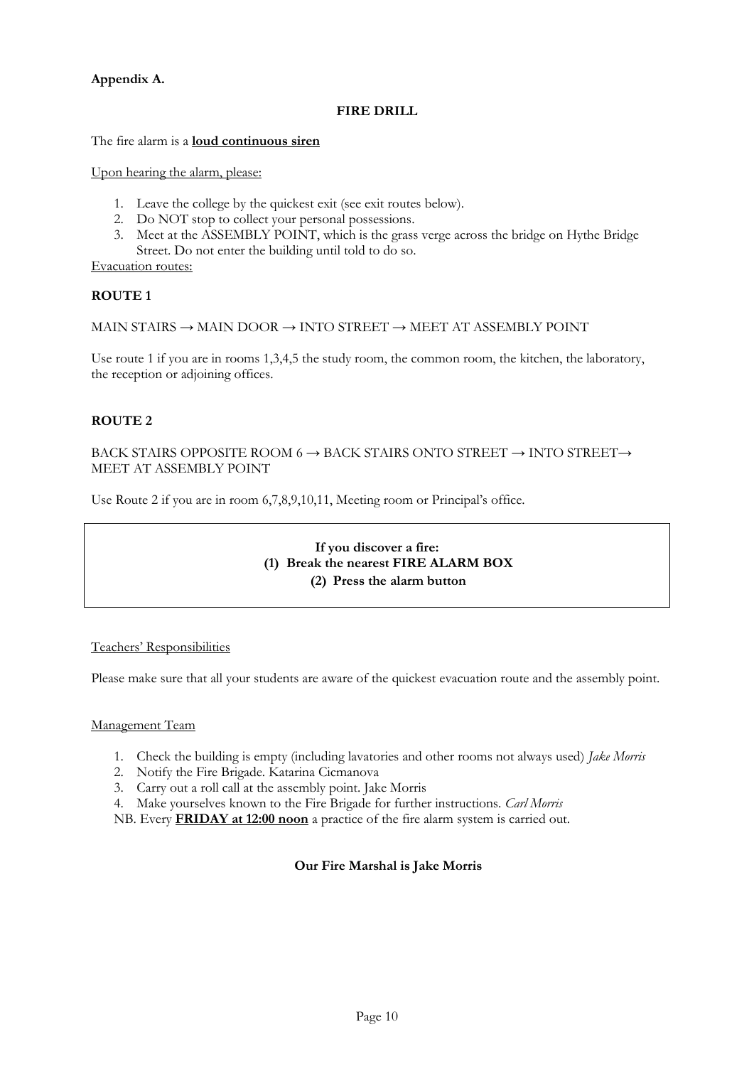**Appendix A.**

## FIRE DRILL

The fire alarm is a **loud continuous siren**

Upon hearing the alarm, please:

1. Leave the college by the quickest exit (see exit routes below).
2. Do NOT stop to collect your personal possessions.
3. Meet at the ASSEMBLY POINT, which is the grass verge across the bridge on Hythe Bridge Street. Do not enter the building until told to do so.

Evacuation routes:

### ROUTE 1

MAIN STAIRS → MAIN DOOR → INTO STREET → MEET AT ASSEMBLY POINT

Use route 1 if you are in rooms 1,3,4,5 the study room, the common room, the kitchen, the laboratory, the reception or adjoining offices.

### ROUTE 2

BACK STAIRS OPPOSITE ROOM 6 → BACK STAIRS ONTO STREET → INTO STREET→ MEET AT ASSEMBLY POINT

Use Route 2 if you are in room 6,7,8,9,10,11, Meeting room or Principal's office.

**If you discover a fire:**
**(1) Break the nearest FIRE ALARM BOX**
**(2) Press the alarm button**

Teachers' Responsibilities

Please make sure that all your students are aware of the quickest evacuation route and the assembly point.

Management Team

1. Check the building is empty (including lavatories and other rooms not always used) *Jake Morris*
2. Notify the Fire Brigade. Katarina Cicmanova
3. Carry out a roll call at the assembly point. Jake Morris
4. Make yourselves known to the Fire Brigade for further instructions. *Carl Morris*

NB. Every **FRIDAY at 12:00 noon** a practice of the fire alarm system is carried out.

**Our Fire Marshal is Jake Morris**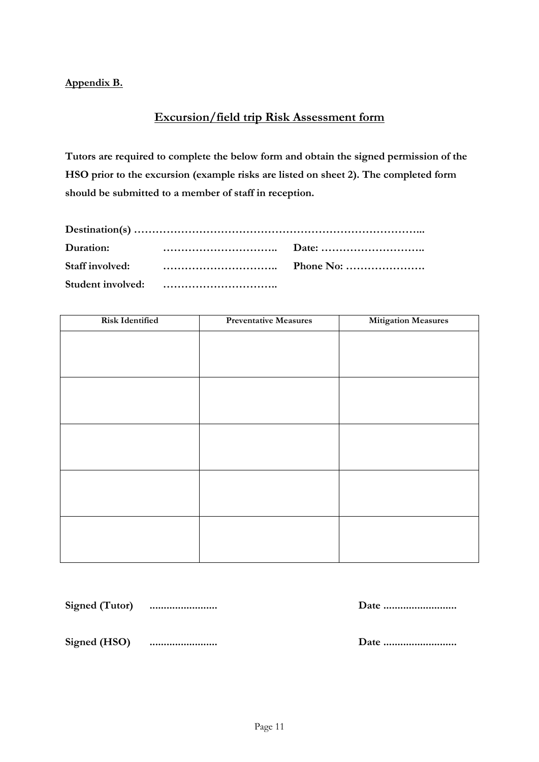**Appendix B.**

## Excursion/field trip Risk Assessment form

**Tutors are required to complete the below form and obtain the signed permission of the HSO prior to the excursion (example risks are listed on sheet 2). The completed form should be submitted to a member of staff in reception.**

**Destination(s) …………………………………………………………………...**

**Duration:** ………………………….. **Date: ………………………..**

**Staff involved:** ………………………….. **Phone No: ………………….**

**Student involved:** …………………………..

| Risk Identified | Preventative Measures | Mitigation Measures |
| --- | --- | --- |
| | | |
| | | |
| | | |
| | | |
| | | |

**Signed (Tutor) ........................** **Date ..........................**

**Signed (HSO) ........................** **Date ..........................**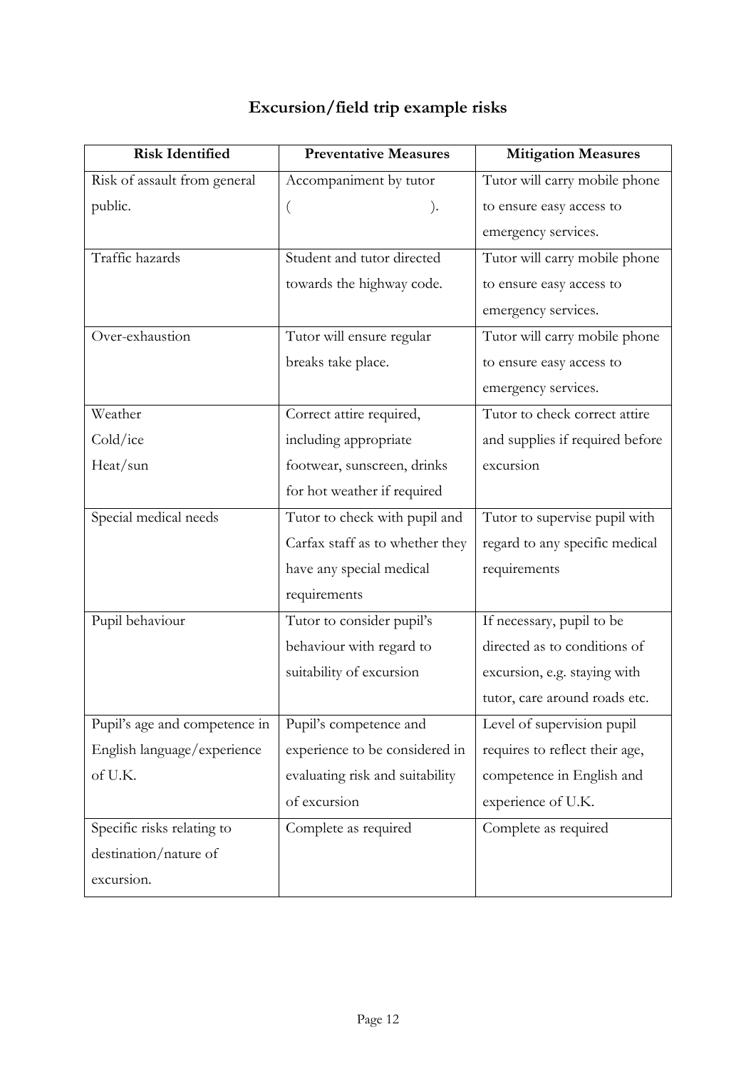# Excursion/field trip example risks

| Risk Identified | Preventative Measures | Mitigation Measures |
| --- | --- | --- |
| Risk of assault from general public. | Accompaniment by tutor ( ). | Tutor will carry mobile phone to ensure easy access to emergency services. |
| Traffic hazards | Student and tutor directed towards the highway code. | Tutor will carry mobile phone to ensure easy access to emergency services. |
| Over-exhaustion | Tutor will ensure regular breaks take place. | Tutor will carry mobile phone to ensure easy access to emergency services. |
| Weather<br>Cold/ice<br>Heat/sun | Correct attire required, including appropriate footwear, sunscreen, drinks for hot weather if required | Tutor to check correct attire and supplies if required before excursion |
| Special medical needs | Tutor to check with pupil and Carfax staff as to whether they have any special medical requirements | Tutor to supervise pupil with regard to any specific medical requirements |
| Pupil behaviour | Tutor to consider pupil's behaviour with regard to suitability of excursion | If necessary, pupil to be directed as to conditions of excursion, e.g. staying with tutor, care around roads etc. |
| Pupil's age and competence in English language/experience of U.K. | Pupil's competence and experience to be considered in evaluating risk and suitability of excursion | Level of supervision pupil requires to reflect their age, competence in English and experience of U.K. |
| Specific risks relating to destination/nature of excursion. | Complete as required | Complete as required |